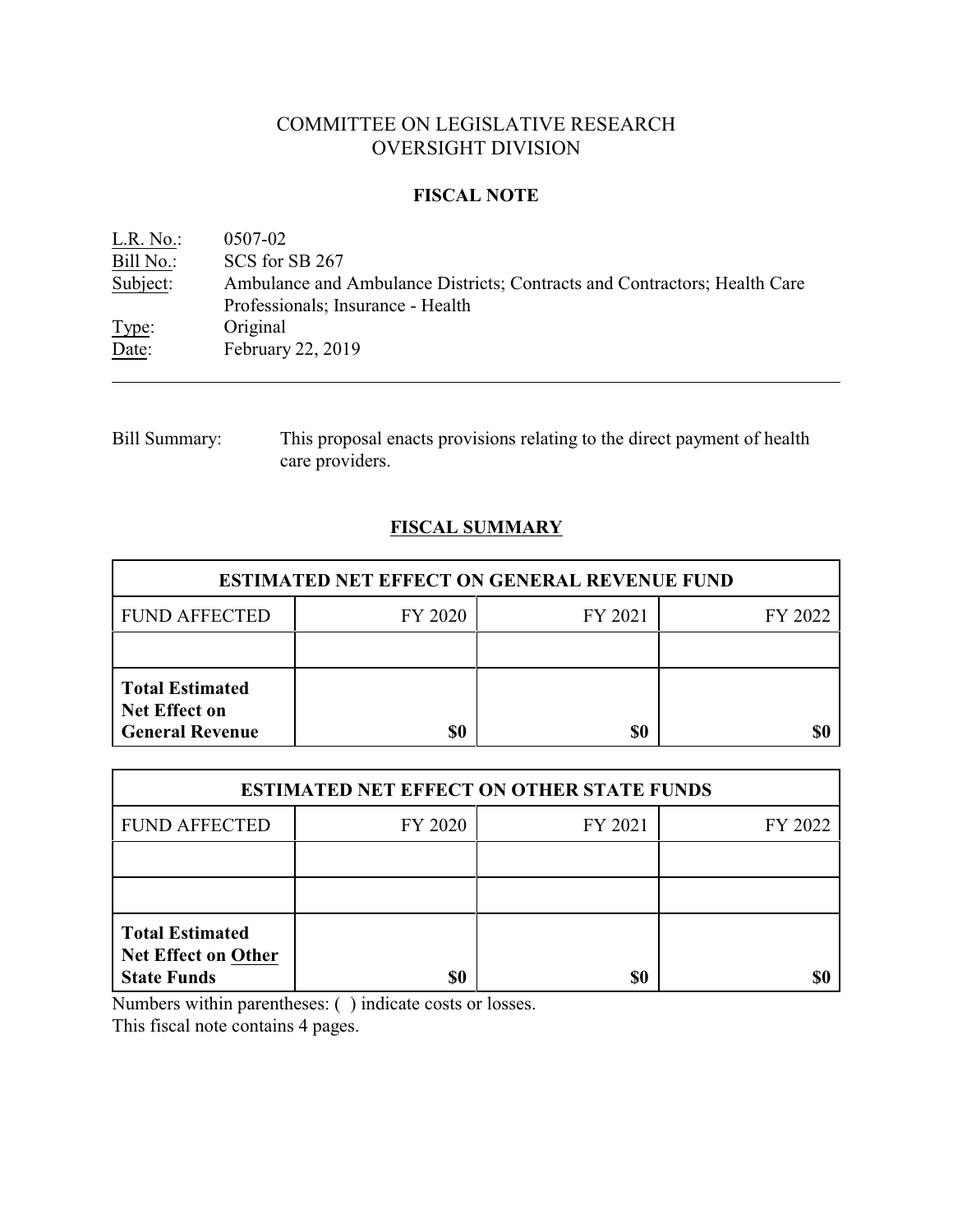# COMMITTEE ON LEGISLATIVE RESEARCH
# OVERSIGHT DIVISION

## FISCAL NOTE

L.R. No.: 0507-02
Bill No.: SCS for SB 267
Subject: Ambulance and Ambulance Districts; Contracts and Contractors; Health Care Professionals; Insurance - Health
Type: Original
Date: February 22, 2019

---

Bill Summary: This proposal enacts provisions relating to the direct payment of health care providers.

## FISCAL SUMMARY

| ESTIMATED NET EFFECT ON GENERAL REVENUE FUND | | | |
|---|---|---|---|
| FUND AFFECTED | FY 2020 | FY 2021 | FY 2022 |
| | | | |
| **Total Estimated Net Effect on General Revenue** | **$0** | **$0** | **$0** |

| ESTIMATED NET EFFECT ON OTHER STATE FUNDS | | | |
|---|---|---|---|
| FUND AFFECTED | FY 2020 | FY 2021 | FY 2022 |
| | | | |
| | | | |
| **Total Estimated Net Effect on Other State Funds** | **$0** | **$0** | **$0** |

Numbers within parentheses: ( ) indicate costs or losses.
This fiscal note contains 4 pages.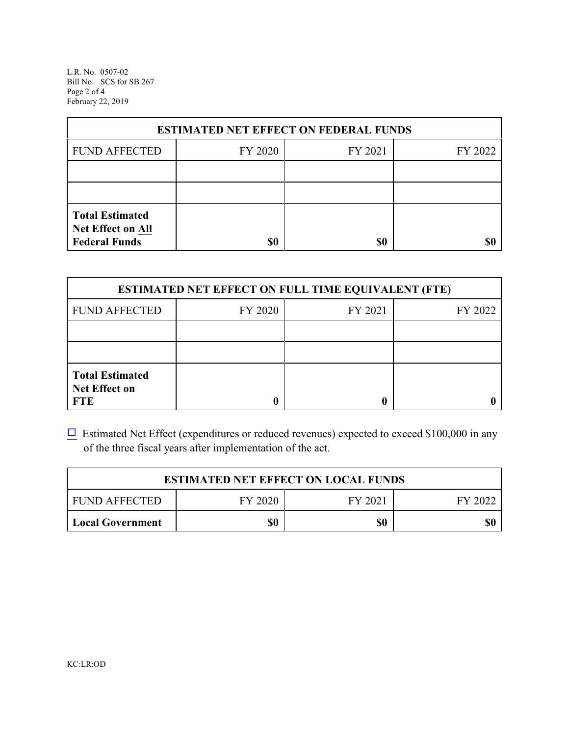| ESTIMATED NET EFFECT ON FEDERAL FUNDS | | | |
|---|---|---|---|
| FUND AFFECTED | FY 2020 | FY 2021 | FY 2022 |
| | | | |
| | | | |
| **Total Estimated Net Effect on All Federal Funds** | **$0** | **$0** | **$0** |

| ESTIMATED NET EFFECT ON FULL TIME EQUIVALENT (FTE) | | | |
|---|---|---|---|
| FUND AFFECTED | FY 2020 | FY 2021 | FY 2022 |
| | | | |
| | | | |
| **Total Estimated Net Effect on FTE** | **0** | **0** | **0** |

☐ Estimated Net Effect (expenditures or reduced revenues) expected to exceed $100,000 in any of the three fiscal years after implementation of the act.

| ESTIMATED NET EFFECT ON LOCAL FUNDS | | | |
|---|---|---|---|
| FUND AFFECTED | FY 2020 | FY 2021 | FY 2022 |
| **Local Government** | **$0** | **$0** | **$0** |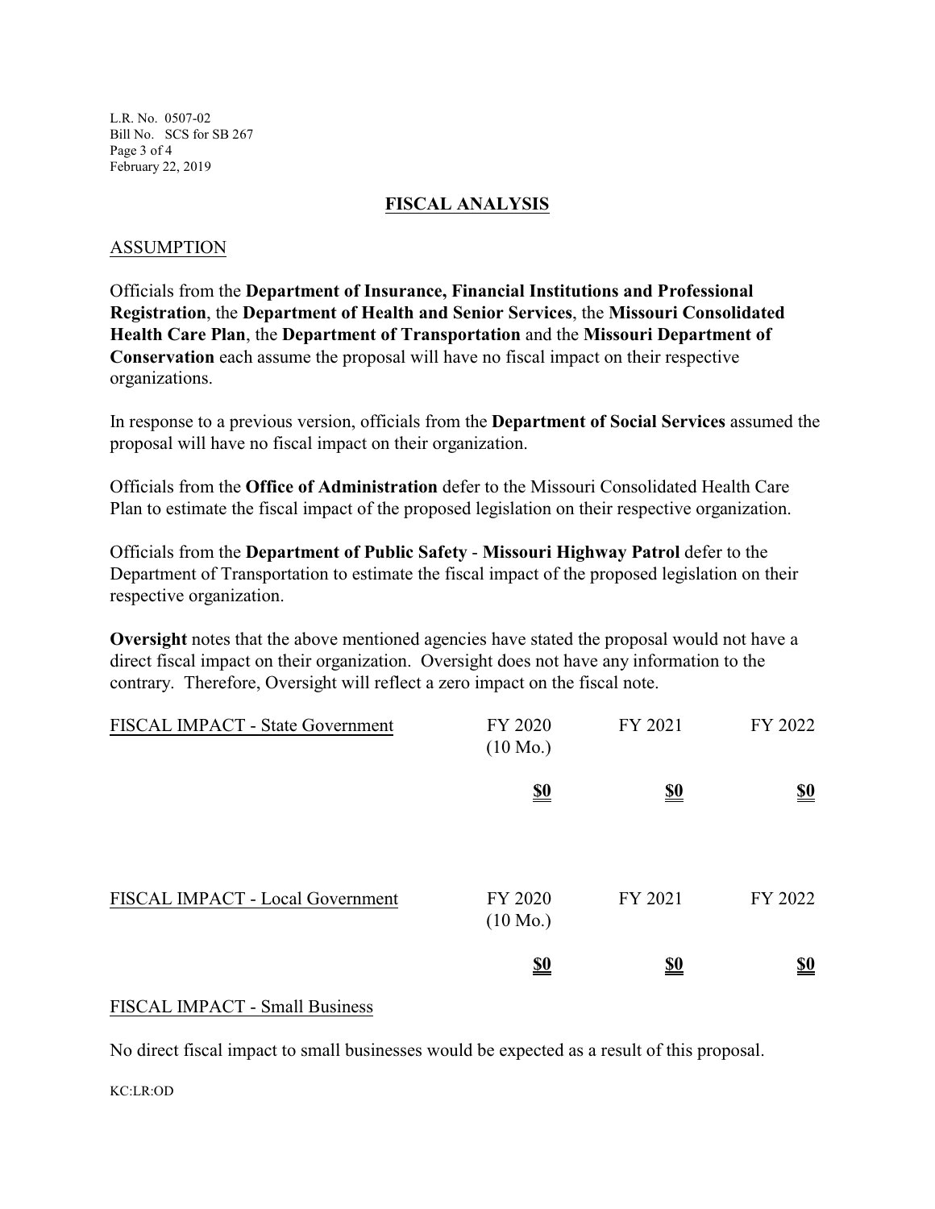## FISCAL ANALYSIS

### ASSUMPTION

Officials from the **Department of Insurance, Financial Institutions and Professional Registration**, the **Department of Health and Senior Services**, the **Missouri Consolidated Health Care Plan**, the **Department of Transportation** and the **Missouri Department of Conservation** each assume the proposal will have no fiscal impact on their respective organizations.

In response to a previous version, officials from the **Department of Social Services** assumed the proposal will have no fiscal impact on their organization.

Officials from the **Office of Administration** defer to the Missouri Consolidated Health Care Plan to estimate the fiscal impact of the proposed legislation on their respective organization.

Officials from the **Department of Public Safety** - **Missouri Highway Patrol** defer to the Department of Transportation to estimate the fiscal impact of the proposed legislation on their respective organization.

**Oversight** notes that the above mentioned agencies have stated the proposal would not have a direct fiscal impact on their organization. Oversight does not have any information to the contrary. Therefore, Oversight will reflect a zero impact on the fiscal note.

| FISCAL IMPACT - State Government | FY 2020 (10 Mo.) | FY 2021 | FY 2022 |
|---|---|---|---|
| | **$0** | **$0** | **$0** |

| FISCAL IMPACT - Local Government | FY 2020 (10 Mo.) | FY 2021 | FY 2022 |
|---|---|---|---|
| | **$0** | **$0** | **$0** |

### FISCAL IMPACT - Small Business

No direct fiscal impact to small businesses would be expected as a result of this proposal.

KC:LR:OD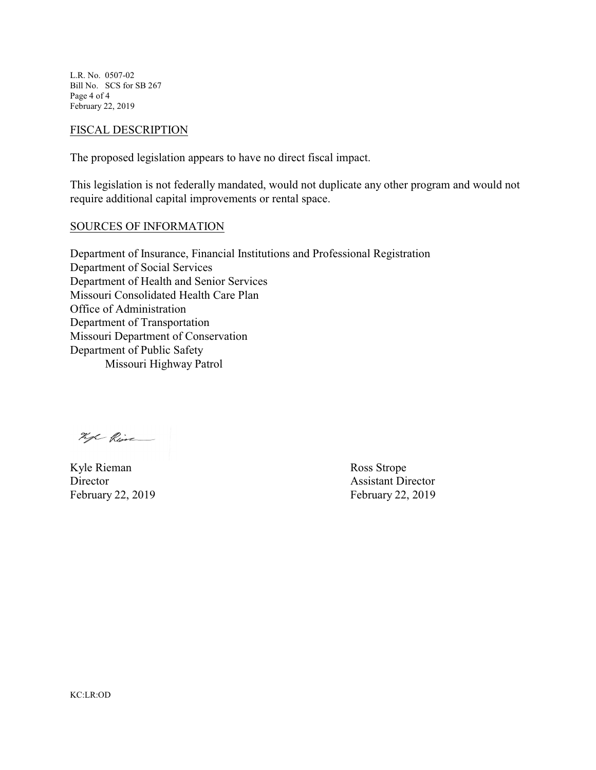FISCAL DESCRIPTION

The proposed legislation appears to have no direct fiscal impact.

This legislation is not federally mandated, would not duplicate any other program and would not require additional capital improvements or rental space.

SOURCES OF INFORMATION

Department of Insurance, Financial Institutions and Professional Registration
Department of Social Services
Department of Health and Senior Services
Missouri Consolidated Health Care Plan
Office of Administration
Department of Transportation
Missouri Department of Conservation
Department of Public Safety
    Missouri Highway Patrol

Kyle Rieman
Director
February 22, 2019

Ross Strope
Assistant Director
February 22, 2019

KC:LR:OD